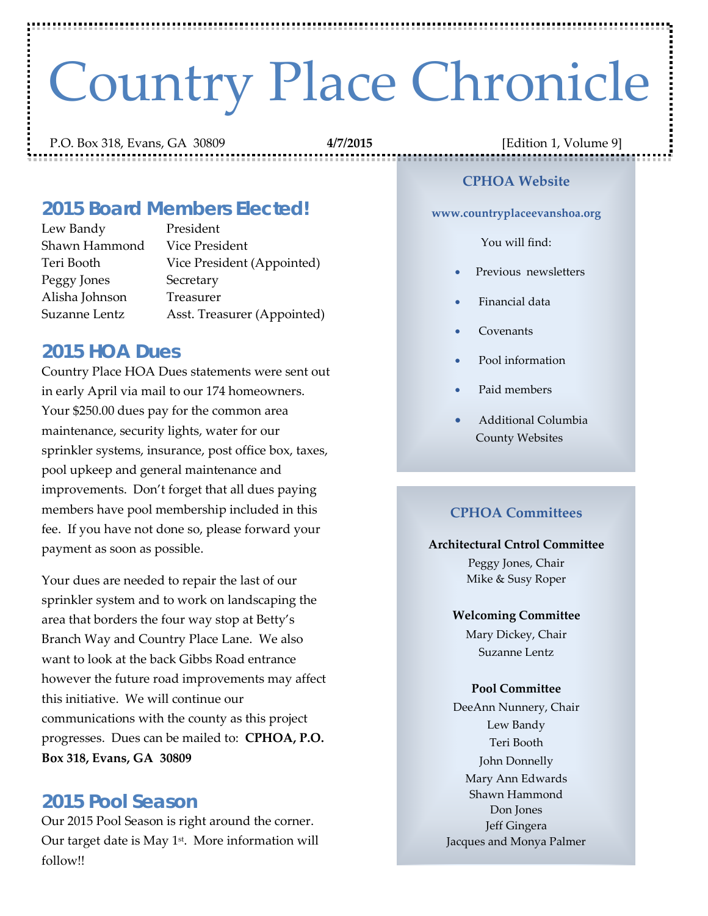# Country Place Chronicle

P.O. Box 318, Evans, GA 30809 **4/7/2015** [Edition 1, Volume 9]

## 2015 Board Members Elected!

| | |
|---|---|
| Lew Bandy | President |
| Shawn Hammond | Vice President |
| Teri Booth | Vice President (Appointed) |
| Peggy Jones | Secretary |
| Alisha Johnson | Treasurer |
| Suzanne Lentz | Asst. Treasurer (Appointed) |

## 2015 HOA Dues

Country Place HOA Dues statements were sent out in early April via mail to our 174 homeowners. Your $250.00 dues pay for the common area maintenance, security lights, water for our sprinkler systems, insurance, post office box, taxes, pool upkeep and general maintenance and improvements. Don't forget that all dues paying members have pool membership included in this fee. If you have not done so, please forward your payment as soon as possible.

Your dues are needed to repair the last of our sprinkler system and to work on landscaping the area that borders the four way stop at Betty's Branch Way and Country Place Lane. We also want to look at the back Gibbs Road entrance however the future road improvements may affect this initiative. We will continue our communications with the county as this project progresses. Dues can be mailed to: **CPHOA, P.O. Box 318, Evans, GA 30809**

## 2015 Pool Season

Our 2015 Pool Season is right around the corner. Our target date is May 1st. More information will follow!!

### CPHOA Website

**www.countryplaceevanshoa.org**

You will find:

- Previous newsletters
- Financial data
- Covenants
- Pool information
- Paid members
- Additional Columbia County Websites

### CPHOA Committees

**Architectural Cntrol Committee**
Peggy Jones, Chair
Mike & Susy Roper

**Welcoming Committee**
Mary Dickey, Chair
Suzanne Lentz

**Pool Committee**
DeeAnn Nunnery, Chair
Lew Bandy
Teri Booth
John Donnelly
Mary Ann Edwards
Shawn Hammond
Don Jones
Jeff Gingera
Jacques and Monya Palmer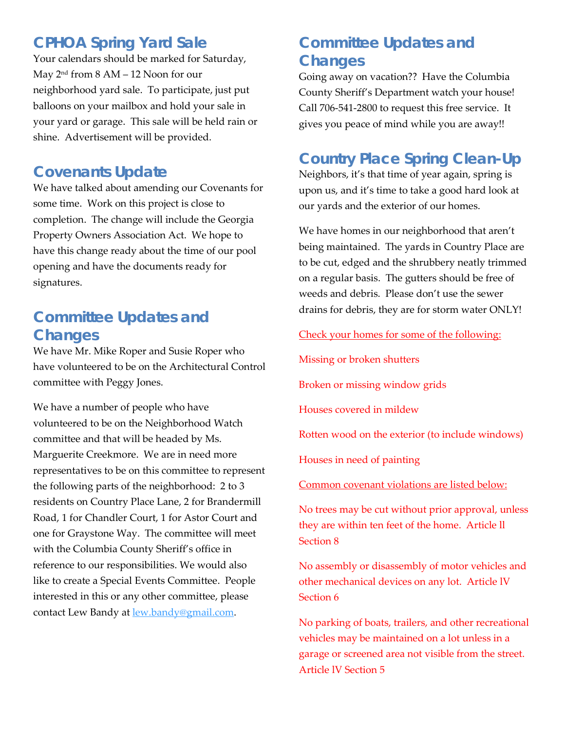## CPHOA Spring Yard Sale

Your calendars should be marked for Saturday, May 2nd from 8 AM – 12 Noon for our neighborhood yard sale. To participate, just put balloons on your mailbox and hold your sale in your yard or garage. This sale will be held rain or shine. Advertisement will be provided.

## Covenants Update

We have talked about amending our Covenants for some time. Work on this project is close to completion. The change will include the Georgia Property Owners Association Act. We hope to have this change ready about the time of our pool opening and have the documents ready for signatures.

## Committee Updates and Changes

We have Mr. Mike Roper and Susie Roper who have volunteered to be on the Architectural Control committee with Peggy Jones.

We have a number of people who have volunteered to be on the Neighborhood Watch committee and that will be headed by Ms. Marguerite Creekmore. We are in need more representatives to be on this committee to represent the following parts of the neighborhood: 2 to 3 residents on Country Place Lane, 2 for Brandermill Road, 1 for Chandler Court, 1 for Astor Court and one for Graystone Way. The committee will meet with the Columbia County Sheriff's office in reference to our responsibilities. We would also like to create a Special Events Committee. People interested in this or any other committee, please contact Lew Bandy at lew.bandy@gmail.com.

## Committee Updates and Changes

Going away on vacation?? Have the Columbia County Sheriff's Department watch your house! Call 706-541-2800 to request this free service. It gives you peace of mind while you are away!!

## Country Place Spring Clean-Up

Neighbors, it's that time of year again, spring is upon us, and it's time to take a good hard look at our yards and the exterior of our homes.

We have homes in our neighborhood that aren't being maintained. The yards in Country Place are to be cut, edged and the shrubbery neatly trimmed on a regular basis. The gutters should be free of weeds and debris. Please don't use the sewer drains for debris, they are for storm water ONLY!

Check your homes for some of the following:

Missing or broken shutters

Broken or missing window grids

Houses covered in mildew

Rotten wood on the exterior (to include windows)

Houses in need of painting

Common covenant violations are listed below:

No trees may be cut without prior approval, unless they are within ten feet of the home. Article ll Section 8

No assembly or disassembly of motor vehicles and other mechanical devices on any lot. Article lV Section 6

No parking of boats, trailers, and other recreational vehicles may be maintained on a lot unless in a garage or screened area not visible from the street. Article lV Section 5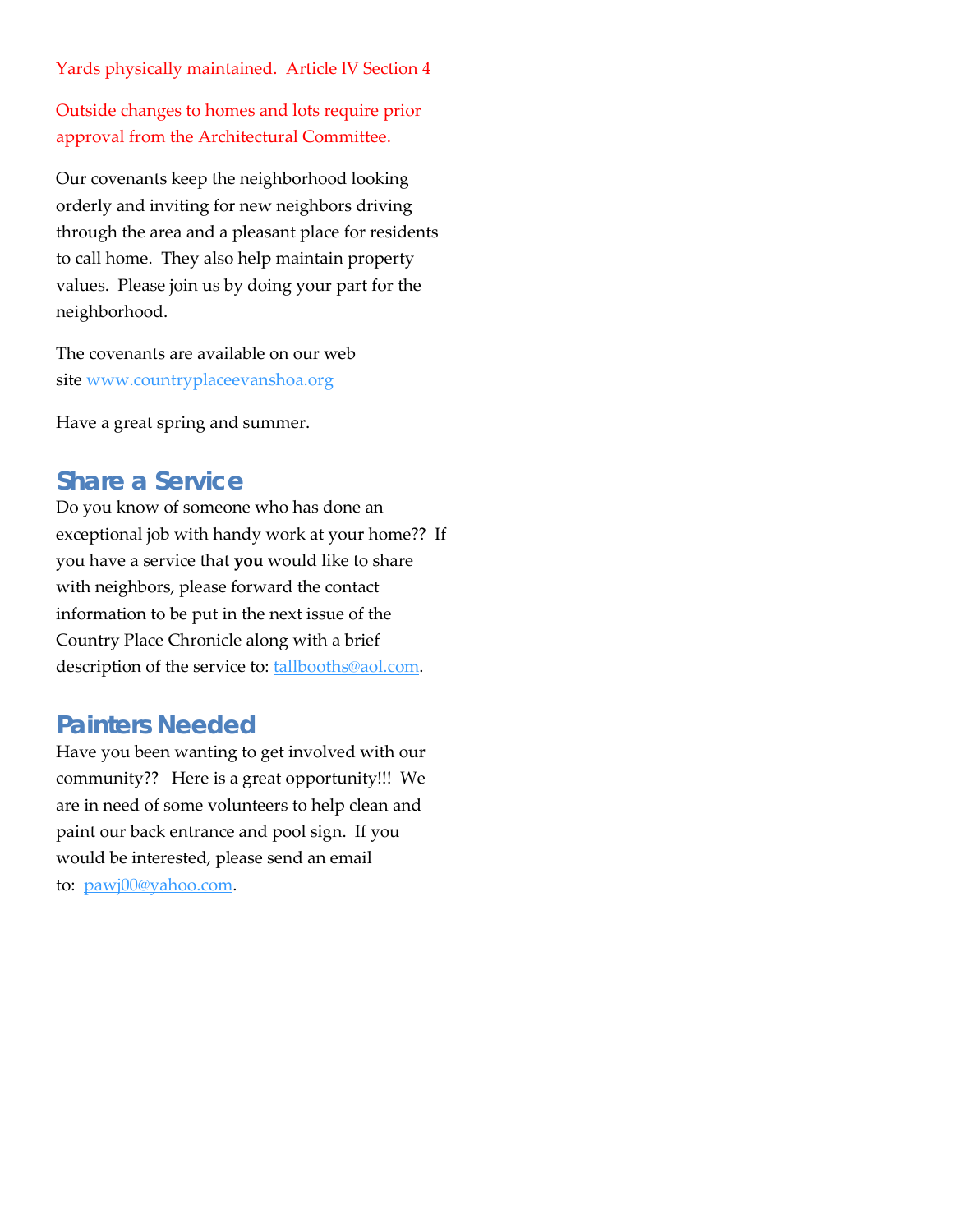Yards physically maintained.  Article IV Section 4

Outside changes to homes and lots require prior approval from the Architectural Committee.

Our covenants keep the neighborhood looking orderly and inviting for new neighbors driving through the area and a pleasant place for residents to call home.  They also help maintain property values.  Please join us by doing your part for the neighborhood.

The covenants are available on our web site www.countryplaceevanshoa.org

Have a great spring and summer.

## Share a Service

Do you know of someone who has done an exceptional job with handy work at your home??  If you have a service that **you** would like to share with neighbors, please forward the contact information to be put in the next issue of the Country Place Chronicle along with a brief description of the service to: tallbooths@aol.com.

## Painters Needed

Have you been wanting to get involved with our community??   Here is a great opportunity!!!  We are in need of some volunteers to help clean and paint our back entrance and pool sign.  If you would be interested, please send an email to:  pawj00@yahoo.com.